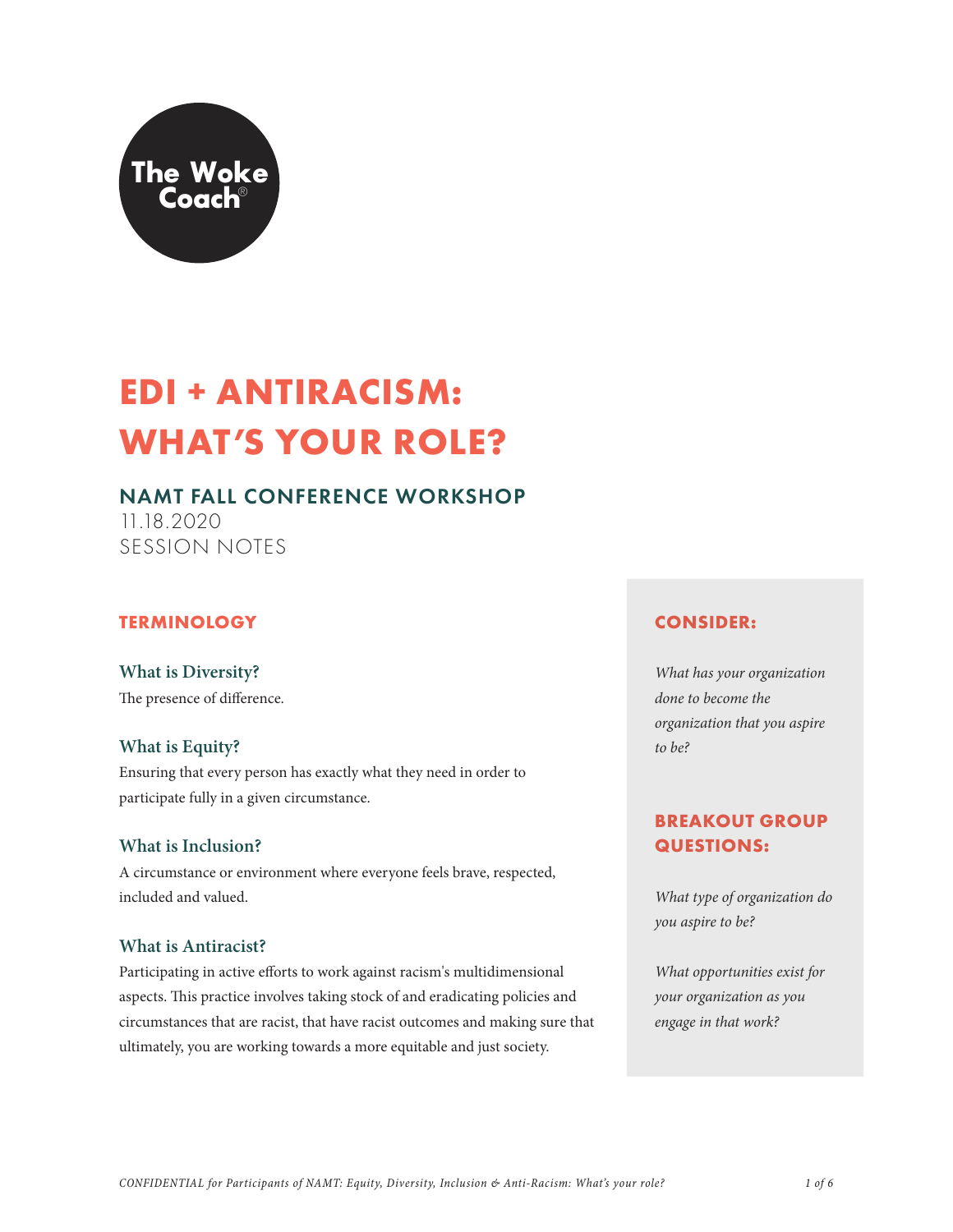The Woke Coach®

# EDI + ANTIRACISM: WHAT'S YOUR ROLE?

## NAMT FALL CONFERENCE WORKSHOP

11.18.2020
SESSION NOTES

### TERMINOLOGY

**What is Diversity?**
The presence of difference.

**What is Equity?**
Ensuring that every person has exactly what they need in order to participate fully in a given circumstance.

**What is Inclusion?**
A circumstance or environment where everyone feels brave, respected, included and valued.

**What is Antiracist?**
Participating in active efforts to work against racism's multidimensional aspects. This practice involves taking stock of and eradicating policies and circumstances that are racist, that have racist outcomes and making sure that ultimately, you are working towards a more equitable and just society.

### CONSIDER:

*What has your organization done to become the organization that you aspire to be?*

### BREAKOUT GROUP QUESTIONS:

*What type of organization do you aspire to be?*

*What opportunities exist for your organization as you engage in that work?*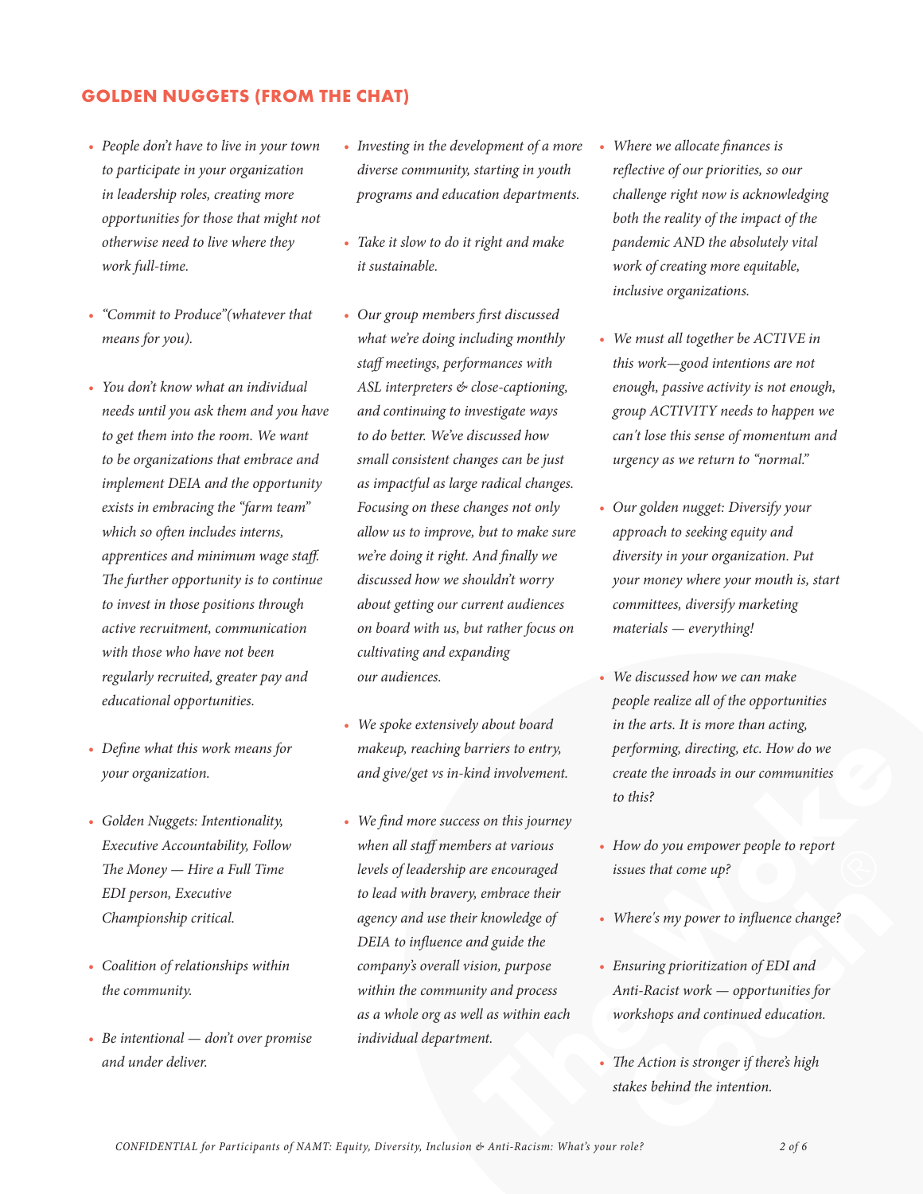## GOLDEN NUGGETS (FROM THE CHAT)

- *People don't have to live in your town to participate in your organization in leadership roles, creating more opportunities for those that might not otherwise need to live where they work full-time.*
- *"Commit to Produce"(whatever that means for you).*
- *You don't know what an individual needs until you ask them and you have to get them into the room. We want to be organizations that embrace and implement DEIA and the opportunity exists in embracing the "farm team" which so often includes interns, apprentices and minimum wage staff. The further opportunity is to continue to invest in those positions through active recruitment, communication with those who have not been regularly recruited, greater pay and educational opportunities.*
- *Define what this work means for your organization.*
- *Golden Nuggets: Intentionality, Executive Accountability, Follow The Money — Hire a Full Time EDI person, Executive Championship critical.*
- *Coalition of relationships within the community.*
- *Be intentional — don't over promise and under deliver.*
- *Investing in the development of a more diverse community, starting in youth programs and education departments.*
- *Take it slow to do it right and make it sustainable.*
- *Our group members first discussed what we're doing including monthly staff meetings, performances with ASL interpreters & close-captioning, and continuing to investigate ways to do better. We've discussed how small consistent changes can be just as impactful as large radical changes. Focusing on these changes not only allow us to improve, but to make sure we're doing it right. And finally we discussed how we shouldn't worry about getting our current audiences on board with us, but rather focus on cultivating and expanding our audiences.*
- *We spoke extensively about board makeup, reaching barriers to entry, and give/get vs in-kind involvement.*
- *We find more success on this journey when all staff members at various levels of leadership are encouraged to lead with bravery, embrace their agency and use their knowledge of DEIA to influence and guide the company's overall vision, purpose within the community and process as a whole org as well as within each individual department.*
- *Where we allocate finances is reflective of our priorities, so our challenge right now is acknowledging both the reality of the impact of the pandemic AND the absolutely vital work of creating more equitable, inclusive organizations.*
- *We must all together be ACTIVE in this work—good intentions are not enough, passive activity is not enough, group ACTIVITY needs to happen we can't lose this sense of momentum and urgency as we return to "normal."*
- *Our golden nugget: Diversify your approach to seeking equity and diversity in your organization. Put your money where your mouth is, start committees, diversify marketing materials — everything!*
- *We discussed how we can make people realize all of the opportunities in the arts. It is more than acting, performing, directing, etc. How do we create the inroads in our communities to this?*
- *How do you empower people to report issues that come up?*
- *Where's my power to influence change?*
- *Ensuring prioritization of EDI and Anti-Racist work — opportunities for workshops and continued education.*
- *The Action is stronger if there's high stakes behind the intention.*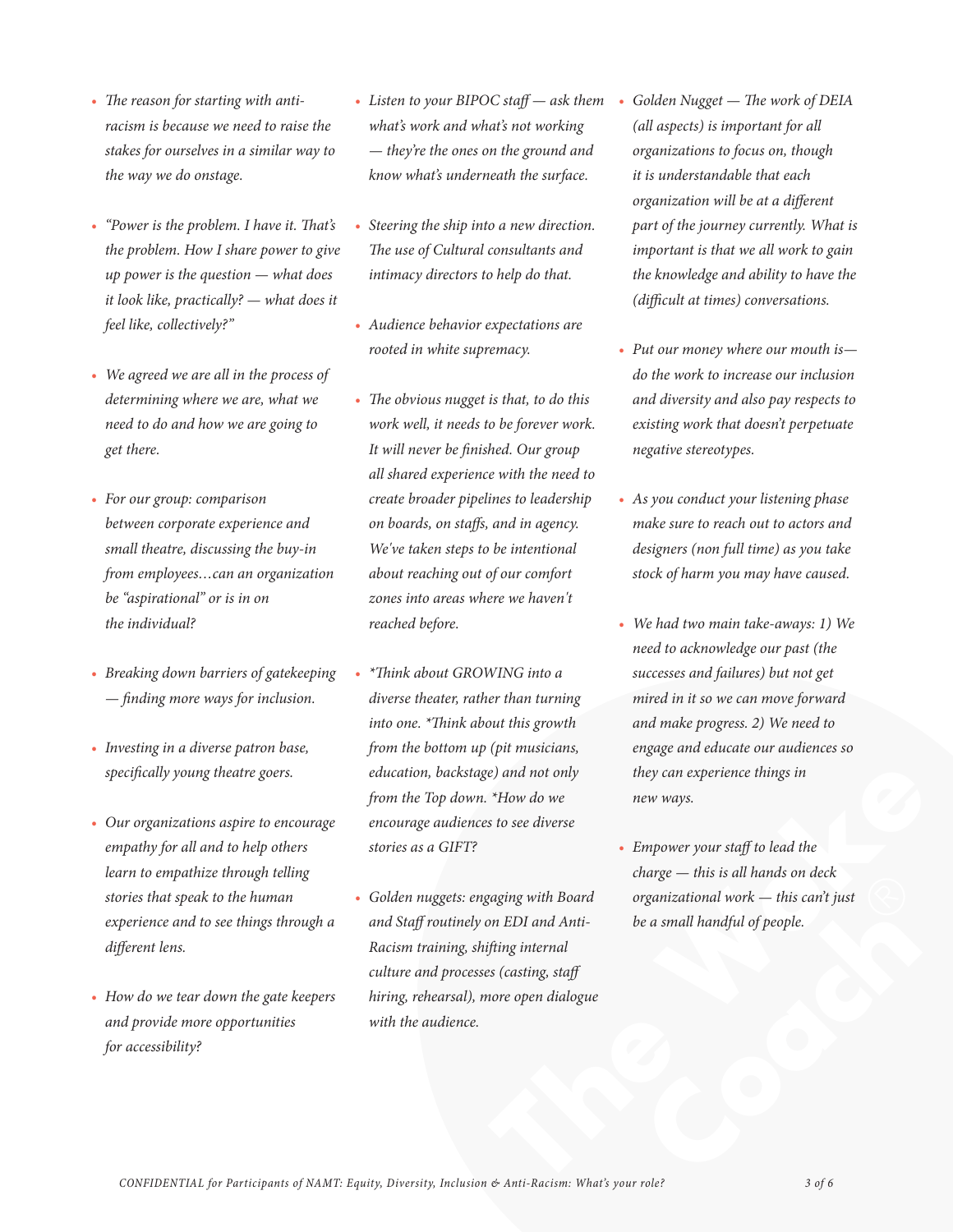- *The reason for starting with anti-racism is because we need to raise the stakes for ourselves in a similar way to the way we do onstage.*

- *"Power is the problem. I have it. That's the problem. How I share power to give up power is the question — what does it look like, practically? — what does it feel like, collectively?"*

- *We agreed we are all in the process of determining where we are, what we need to do and how we are going to get there.*

- *For our group: comparison between corporate experience and small theatre, discussing the buy-in from employees…can an organization be "aspirational" or is in on the individual?*

- *Breaking down barriers of gatekeeping — finding more ways for inclusion.*

- *Investing in a diverse patron base, specifically young theatre goers.*

- *Our organizations aspire to encourage empathy for all and to help others learn to empathize through telling stories that speak to the human experience and to see things through a different lens.*

- *How do we tear down the gate keepers and provide more opportunities for accessibility?*

- *Listen to your BIPOC staff — ask them what's work and what's not working — they're the ones on the ground and know what's underneath the surface.*

- *Steering the ship into a new direction. The use of Cultural consultants and intimacy directors to help do that.*

- *Audience behavior expectations are rooted in white supremacy.*

- *The obvious nugget is that, to do this work well, it needs to be forever work. It will never be finished. Our group all shared experience with the need to create broader pipelines to leadership on boards, on staffs, and in agency. We've taken steps to be intentional about reaching out of our comfort zones into areas where we haven't reached before.*

- *\*Think about GROWING into a diverse theater, rather than turning into one. \*Think about this growth from the bottom up (pit musicians, education, backstage) and not only from the Top down. \*How do we encourage audiences to see diverse stories as a GIFT?*

- *Golden nuggets: engaging with Board and Staff routinely on EDI and Anti-Racism training, shifting internal culture and processes (casting, staff hiring, rehearsal), more open dialogue with the audience.*

- *Golden Nugget — The work of DEIA (all aspects) is important for all organizations to focus on, though it is understandable that each organization will be at a different part of the journey currently. What is important is that we all work to gain the knowledge and ability to have the (difficult at times) conversations.*

- *Put our money where our mouth is— do the work to increase our inclusion and diversity and also pay respects to existing work that doesn't perpetuate negative stereotypes.*

- *As you conduct your listening phase make sure to reach out to actors and designers (non full time) as you take stock of harm you may have caused.*

- *We had two main take-aways: 1) We need to acknowledge our past (the successes and failures) but not get mired in it so we can move forward and make progress. 2) We need to engage and educate our audiences so they can experience things in new ways.*

- *Empower your staff to lead the charge — this is all hands on deck organizational work — this can't just be a small handful of people.*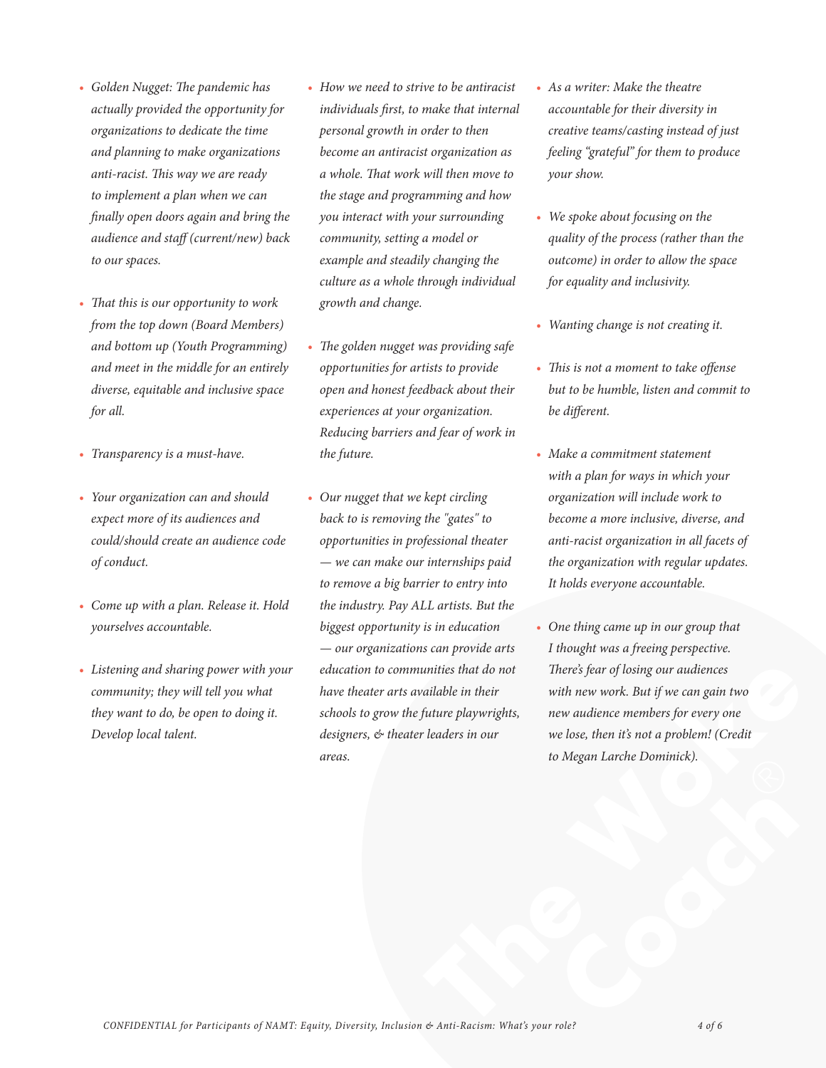- *Golden Nugget: The pandemic has actually provided the opportunity for organizations to dedicate the time and planning to make organizations anti-racist. This way we are ready to implement a plan when we can finally open doors again and bring the audience and staff (current/new) back to our spaces.*

- *That this is our opportunity to work from the top down (Board Members) and bottom up (Youth Programming) and meet in the middle for an entirely diverse, equitable and inclusive space for all.*

- *Transparency is a must-have.*

- *Your organization can and should expect more of its audiences and could/should create an audience code of conduct.*

- *Come up with a plan. Release it. Hold yourselves accountable.*

- *Listening and sharing power with your community; they will tell you what they want to do, be open to doing it. Develop local talent.*

- *How we need to strive to be antiracist individuals first, to make that internal personal growth in order to then become an antiracist organization as a whole. That work will then move to the stage and programming and how you interact with your surrounding community, setting a model or example and steadily changing the culture as a whole through individual growth and change.*

- *The golden nugget was providing safe opportunities for artists to provide open and honest feedback about their experiences at your organization. Reducing barriers and fear of work in the future.*

- *Our nugget that we kept circling back to is removing the "gates" to opportunities in professional theater — we can make our internships paid to remove a big barrier to entry into the industry. Pay ALL artists. But the biggest opportunity is in education — our organizations can provide arts education to communities that do not have theater arts available in their schools to grow the future playwrights, designers, & theater leaders in our areas.*

- *As a writer: Make the theatre accountable for their diversity in creative teams/casting instead of just feeling "grateful" for them to produce your show.*

- *We spoke about focusing on the quality of the process (rather than the outcome) in order to allow the space for equality and inclusivity.*

- *Wanting change is not creating it.*

- *This is not a moment to take offense but to be humble, listen and commit to be different.*

- *Make a commitment statement with a plan for ways in which your organization will include work to become a more inclusive, diverse, and anti-racist organization in all facets of the organization with regular updates. It holds everyone accountable.*

- *One thing came up in our group that I thought was a freeing perspective. There's fear of losing our audiences with new work. But if we can gain two new audience members for every one we lose, then it's not a problem! (Credit to Megan Larche Dominick).*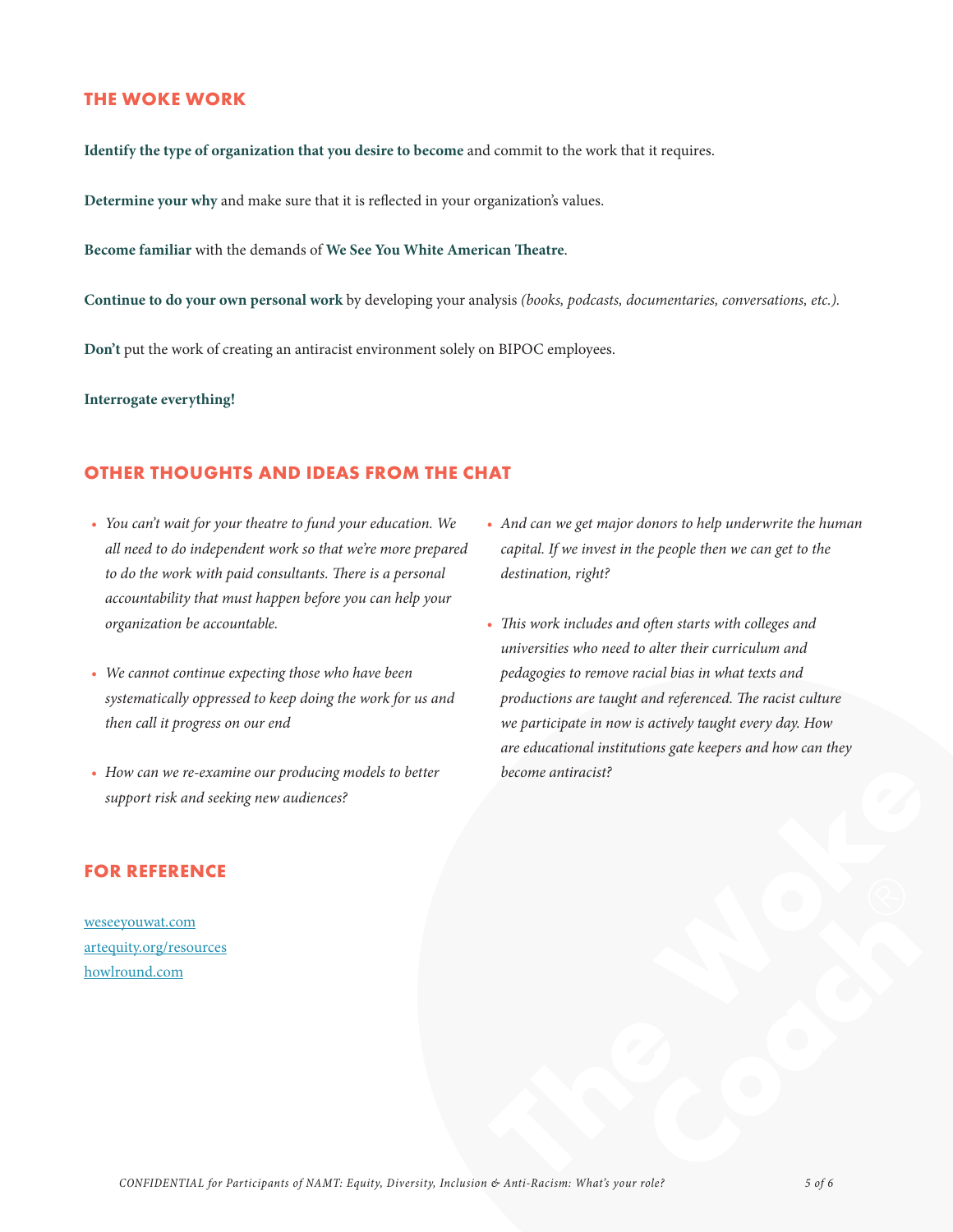## THE WOKE WORK

**Identify the type of organization that you desire to become** and commit to the work that it requires.

**Determine your why** and make sure that it is reflected in your organization's values.

**Become familiar** with the demands of **We See You White American Theatre**.

**Continue to do your own personal work** by developing your analysis *(books, podcasts, documentaries, conversations, etc.)*.

**Don't** put the work of creating an antiracist environment solely on BIPOC employees.

**Interrogate everything!**

## OTHER THOUGHTS AND IDEAS FROM THE CHAT

- *You can't wait for your theatre to fund your education. We all need to do independent work so that we're more prepared to do the work with paid consultants. There is a personal accountability that must happen before you can help your organization be accountable.*
- *We cannot continue expecting those who have been systematically oppressed to keep doing the work for us and then call it progress on our end*
- *How can we re-examine our producing models to better support risk and seeking new audiences?*
- *And can we get major donors to help underwrite the human capital. If we invest in the people then we can get to the destination, right?*
- *This work includes and often starts with colleges and universities who need to alter their curriculum and pedagogies to remove racial bias in what texts and productions are taught and referenced. The racist culture we participate in now is actively taught every day. How are educational institutions gate keepers and how can they become antiracist?*

## FOR REFERENCE

weseeyouwat.com
artequity.org/resources
howlround.com